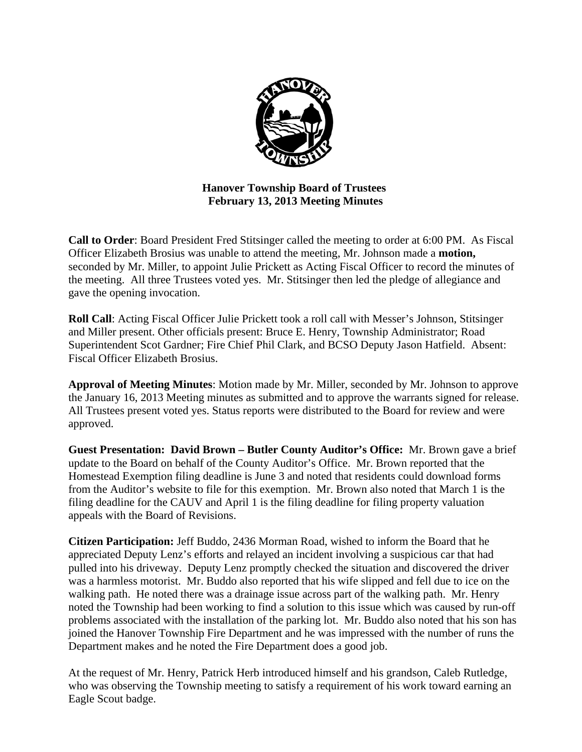# Hanover Township Board of Trustees
## February 13, 2013 Meeting Minutes

**Call to Order**: Board President Fred Stitsinger called the meeting to order at 6:00 PM. As Fiscal Officer Elizabeth Brosius was unable to attend the meeting, Mr. Johnson made a **motion,** seconded by Mr. Miller, to appoint Julie Prickett as Acting Fiscal Officer to record the minutes of the meeting. All three Trustees voted yes. Mr. Stitsinger then led the pledge of allegiance and gave the opening invocation.

**Roll Call**: Acting Fiscal Officer Julie Prickett took a roll call with Messer's Johnson, Stitsinger and Miller present. Other officials present: Bruce E. Henry, Township Administrator; Road Superintendent Scot Gardner; Fire Chief Phil Clark, and BCSO Deputy Jason Hatfield. Absent: Fiscal Officer Elizabeth Brosius.

**Approval of Meeting Minutes**: Motion made by Mr. Miller, seconded by Mr. Johnson to approve the January 16, 2013 Meeting minutes as submitted and to approve the warrants signed for release. All Trustees present voted yes. Status reports were distributed to the Board for review and were approved.

**Guest Presentation: David Brown – Butler County Auditor's Office:** Mr. Brown gave a brief update to the Board on behalf of the County Auditor's Office. Mr. Brown reported that the Homestead Exemption filing deadline is June 3 and noted that residents could download forms from the Auditor's website to file for this exemption. Mr. Brown also noted that March 1 is the filing deadline for the CAUV and April 1 is the filing deadline for filing property valuation appeals with the Board of Revisions.

**Citizen Participation:** Jeff Buddo, 2436 Morman Road, wished to inform the Board that he appreciated Deputy Lenz's efforts and relayed an incident involving a suspicious car that had pulled into his driveway. Deputy Lenz promptly checked the situation and discovered the driver was a harmless motorist. Mr. Buddo also reported that his wife slipped and fell due to ice on the walking path. He noted there was a drainage issue across part of the walking path. Mr. Henry noted the Township had been working to find a solution to this issue which was caused by run-off problems associated with the installation of the parking lot. Mr. Buddo also noted that his son has joined the Hanover Township Fire Department and he was impressed with the number of runs the Department makes and he noted the Fire Department does a good job.

At the request of Mr. Henry, Patrick Herb introduced himself and his grandson, Caleb Rutledge, who was observing the Township meeting to satisfy a requirement of his work toward earning an Eagle Scout badge.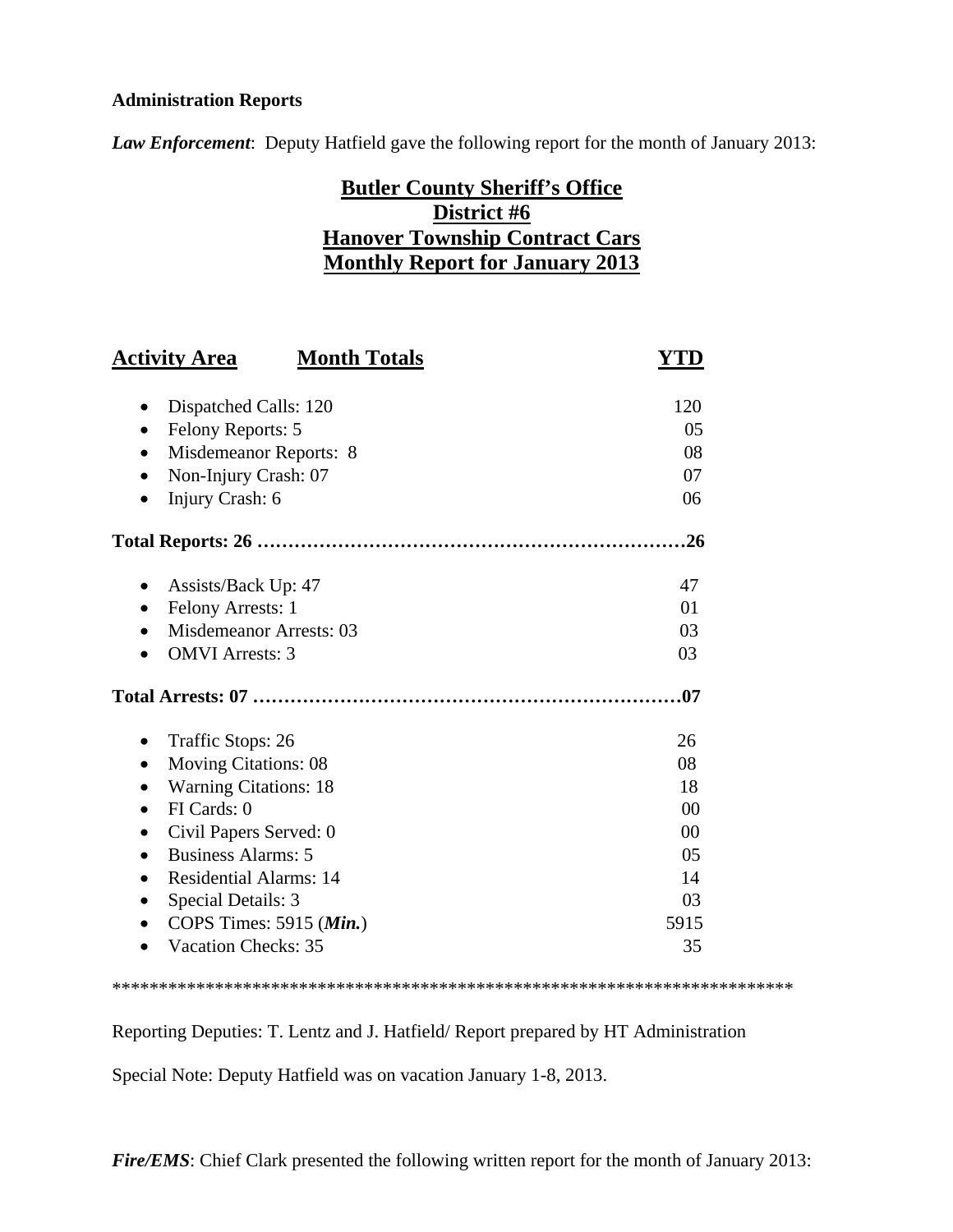**Administration Reports**

***Law Enforcement***: Deputy Hatfield gave the following report for the month of January 2013:

## Butler County Sheriff's Office
## District #6
## Hanover Township Contract Cars
## Monthly Report for January 2013

| Activity Area / Month Totals | YTD |
|---|---|
| • Dispatched Calls: 120 | 120 |
| • Felony Reports: 5 | 05 |
| • Misdemeanor Reports: 8 | 08 |
| • Non-Injury Crash: 07 | 07 |
| • Injury Crash: 6 | 06 |
| **Total Reports: 26** | **26** |
| • Assists/Back Up: 47 | 47 |
| • Felony Arrests: 1 | 01 |
| • Misdemeanor Arrests: 03 | 03 |
| • OMVI Arrests: 3 | 03 |
| **Total Arrests: 07** | **07** |
| • Traffic Stops: 26 | 26 |
| • Moving Citations: 08 | 08 |
| • Warning Citations: 18 | 18 |
| • FI Cards: 0 | 00 |
| • Civil Papers Served: 0 | 00 |
| • Business Alarms: 5 | 05 |
| • Residential Alarms: 14 | 14 |
| • Special Details: 3 | 03 |
| • COPS Times: 5915 (***Min.***) | 5915 |
| • Vacation Checks: 35 | 35 |

***************************************************************************

Reporting Deputies: T. Lentz and J. Hatfield/ Report prepared by HT Administration

Special Note: Deputy Hatfield was on vacation January 1-8, 2013.

***Fire/EMS***: Chief Clark presented the following written report for the month of January 2013: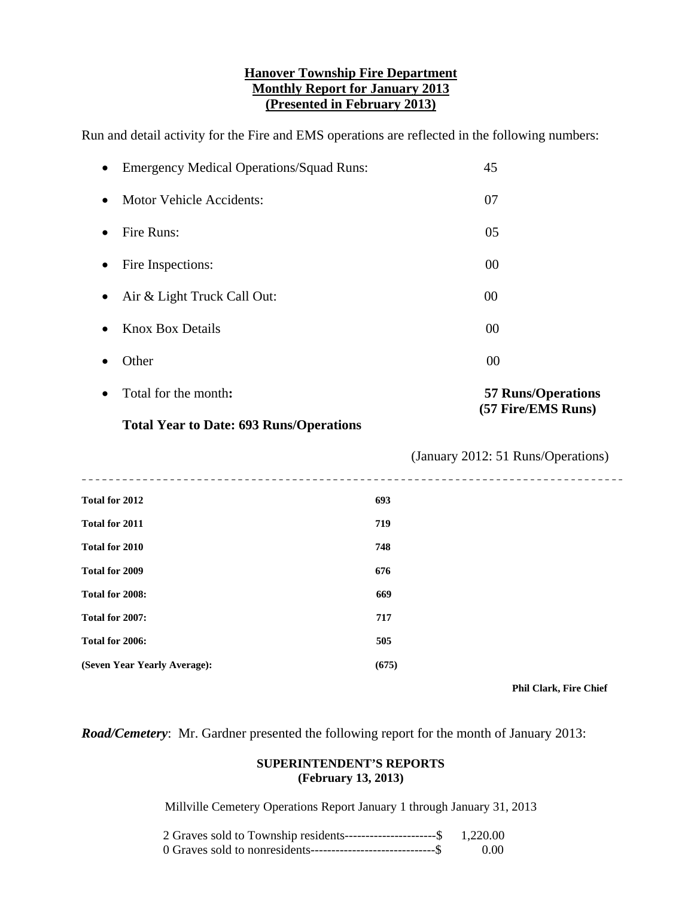**Hanover Township Fire Department**
**Monthly Report for January 2013**
**(Presented in February 2013)**

Run and detail activity for the Fire and EMS operations are reflected in the following numbers:

- Emergency Medical Operations/Squad Runs: 45
- Motor Vehicle Accidents: 07
- Fire Runs: 05
- Fire Inspections: 00
- Air & Light Truck Call Out: 00
- Knox Box Details 00
- Other 00
- Total for the month**:** **57 Runs/Operations (57 Fire/EMS Runs)**

**Total Year to Date: 693 Runs/Operations**

(January 2012: 51 Runs/Operations)

---

| | |
|---|---|
| **Total for 2012** | **693** |
| **Total for 2011** | **719** |
| **Total for 2010** | **748** |
| **Total for 2009** | **676** |
| **Total for 2008:** | **669** |
| **Total for 2007:** | **717** |
| **Total for 2006:** | **505** |
| **(Seven Year Yearly Average):** | **(675)** |

**Phil Clark, Fire Chief**

***Road/Cemetery***: Mr. Gardner presented the following report for the month of January 2013:

**SUPERINTENDENT'S REPORTS**
**(February 13, 2013)**

Millville Cemetery Operations Report January 1 through January 31, 2013

2 Graves sold to Township residents----------------------$ 1,220.00
0 Graves sold to nonresidents------------------------------$ 0.00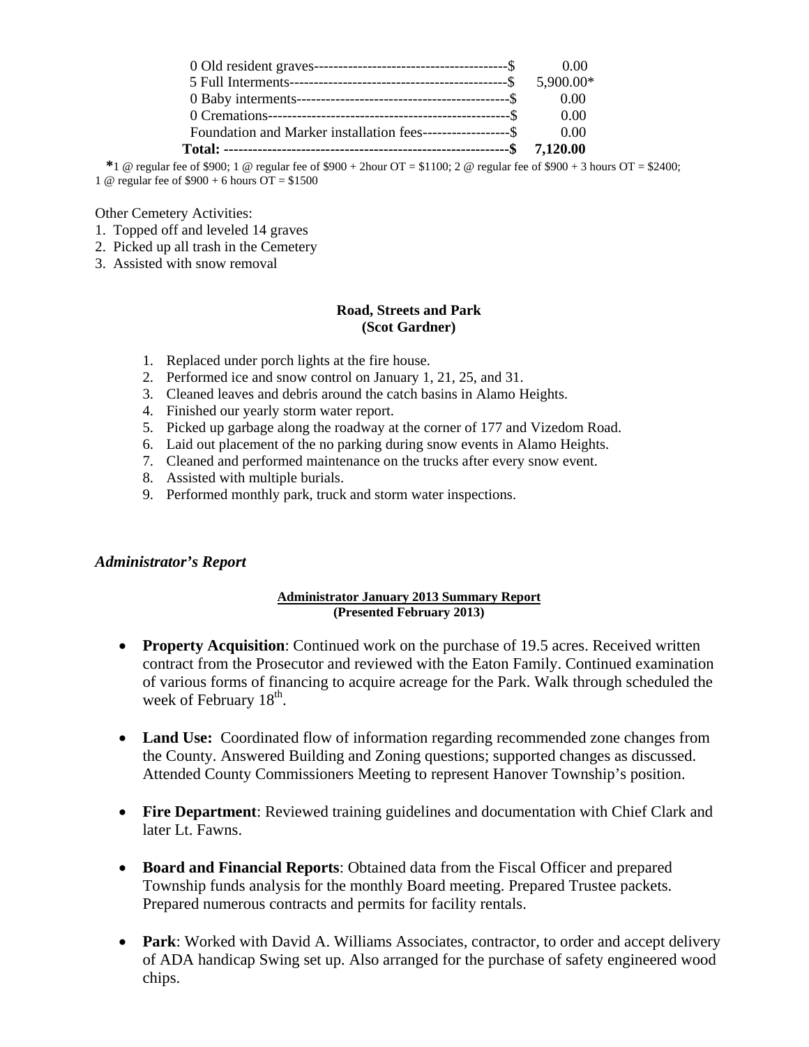| | |
|---|---|
| 0 Old resident graves---------------------------------------$ | 0.00 |
| 5 Full Interments--------------------------------------------$ | 5,900.00* |
| 0 Baby interments--------------------------------------------$ | 0.00 |
| 0 Cremations-------------------------------------------------$ | 0.00 |
| Foundation and Marker installation fees------------------$ | 0.00 |
| **Total: ----------------------------------------------------------$** | **7,120.00** |

*1 @ regular fee of $900; 1 @ regular fee of $900 + 2hour OT = $1100; 2 @ regular fee of $900 + 3 hours OT = $2400; 1 @ regular fee of $900 + 6 hours OT = $1500

Other Cemetery Activities:
1. Topped off and leveled 14 graves
2. Picked up all trash in the Cemetery
3. Assisted with snow removal

**Road, Streets and Park**
**(Scot Gardner)**

1. Replaced under porch lights at the fire house.
2. Performed ice and snow control on January 1, 21, 25, and 31.
3. Cleaned leaves and debris around the catch basins in Alamo Heights.
4. Finished our yearly storm water report.
5. Picked up garbage along the roadway at the corner of 177 and Vizedom Road.
6. Laid out placement of the no parking during snow events in Alamo Heights.
7. Cleaned and performed maintenance on the trucks after every snow event.
8. Assisted with multiple burials.
9. Performed monthly park, truck and storm water inspections.

## *Administrator's Report*

**Administrator January 2013 Summary Report**
**(Presented February 2013)**

- **Property Acquisition**: Continued work on the purchase of 19.5 acres. Received written contract from the Prosecutor and reviewed with the Eaton Family. Continued examination of various forms of financing to acquire acreage for the Park. Walk through scheduled the week of February 18th.

- **Land Use:** Coordinated flow of information regarding recommended zone changes from the County. Answered Building and Zoning questions; supported changes as discussed. Attended County Commissioners Meeting to represent Hanover Township's position.

- **Fire Department**: Reviewed training guidelines and documentation with Chief Clark and later Lt. Fawns.

- **Board and Financial Reports**: Obtained data from the Fiscal Officer and prepared Township funds analysis for the monthly Board meeting. Prepared Trustee packets. Prepared numerous contracts and permits for facility rentals.

- **Park**: Worked with David A. Williams Associates, contractor, to order and accept delivery of ADA handicap Swing set up. Also arranged for the purchase of safety engineered wood chips.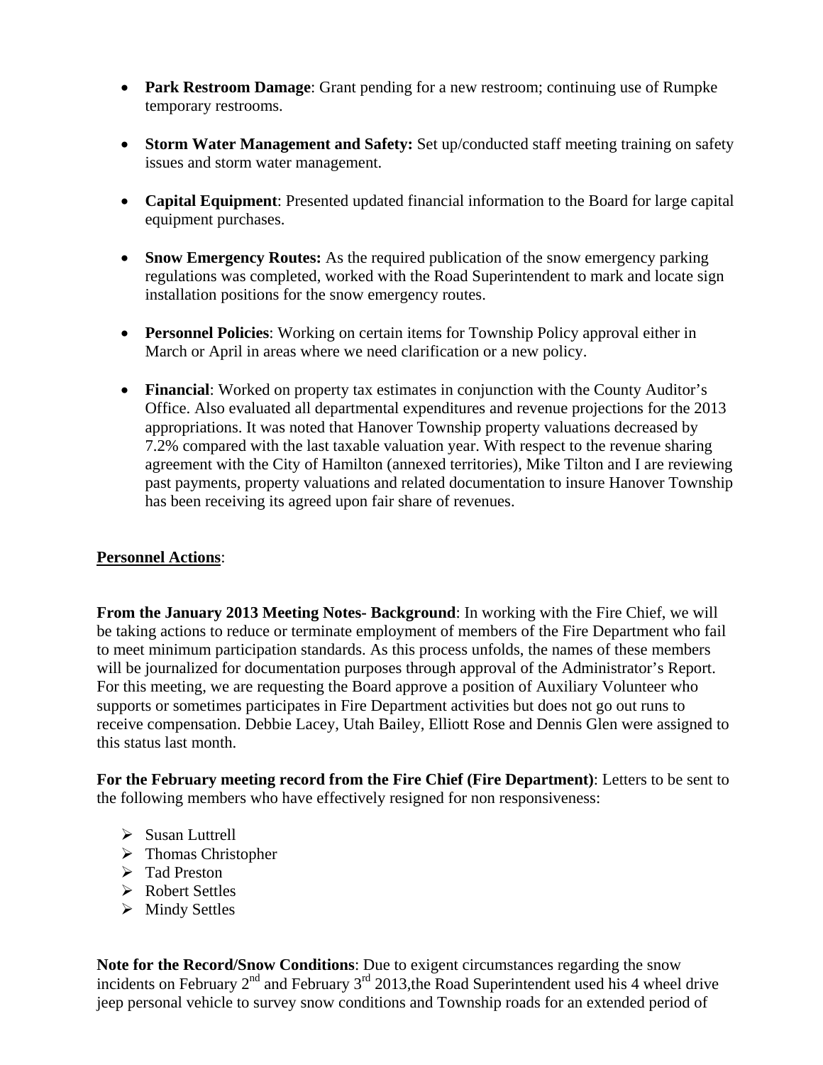- **Park Restroom Damage**: Grant pending for a new restroom; continuing use of Rumpke temporary restrooms.

- **Storm Water Management and Safety:** Set up/conducted staff meeting training on safety issues and storm water management.

- **Capital Equipment**: Presented updated financial information to the Board for large capital equipment purchases.

- **Snow Emergency Routes:** As the required publication of the snow emergency parking regulations was completed, worked with the Road Superintendent to mark and locate sign installation positions for the snow emergency routes.

- **Personnel Policies**: Working on certain items for Township Policy approval either in March or April in areas where we need clarification or a new policy.

- **Financial**: Worked on property tax estimates in conjunction with the County Auditor's Office. Also evaluated all departmental expenditures and revenue projections for the 2013 appropriations. It was noted that Hanover Township property valuations decreased by 7.2% compared with the last taxable valuation year. With respect to the revenue sharing agreement with the City of Hamilton (annexed territories), Mike Tilton and I are reviewing past payments, property valuations and related documentation to insure Hanover Township has been receiving its agreed upon fair share of revenues.

**<u>Personnel Actions</u>**:

**From the January 2013 Meeting Notes- Background**: In working with the Fire Chief, we will be taking actions to reduce or terminate employment of members of the Fire Department who fail to meet minimum participation standards. As this process unfolds, the names of these members will be journalized for documentation purposes through approval of the Administrator's Report. For this meeting, we are requesting the Board approve a position of Auxiliary Volunteer who supports or sometimes participates in Fire Department activities but does not go out runs to receive compensation. Debbie Lacey, Utah Bailey, Elliott Rose and Dennis Glen were assigned to this status last month.

**For the February meeting record from the Fire Chief (Fire Department)**: Letters to be sent to the following members who have effectively resigned for non responsiveness:

- Susan Luttrell
- Thomas Christopher
- Tad Preston
- Robert Settles
- Mindy Settles

**Note for the Record/Snow Conditions**: Due to exigent circumstances regarding the snow incidents on February 2nd and February 3rd 2013,the Road Superintendent used his 4 wheel drive jeep personal vehicle to survey snow conditions and Township roads for an extended period of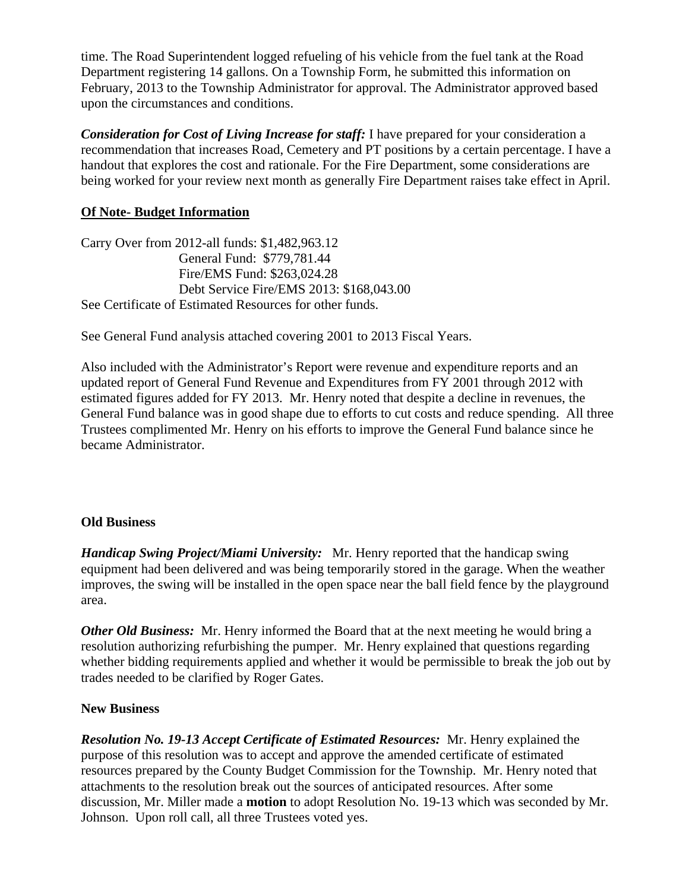time. The Road Superintendent logged refueling of his vehicle from the fuel tank at the Road Department registering 14 gallons. On a Township Form, he submitted this information on February, 2013 to the Township Administrator for approval. The Administrator approved based upon the circumstances and conditions.

***Consideration for Cost of Living Increase for staff:*** I have prepared for your consideration a recommendation that increases Road, Cemetery and PT positions by a certain percentage. I have a handout that explores the cost and rationale. For the Fire Department, some considerations are being worked for your review next month as generally Fire Department raises take effect in April.

**Of Note- Budget Information**

Carry Over from 2012-all funds: $1,482,963.12
General Fund: $779,781.44
Fire/EMS Fund: $263,024.28
Debt Service Fire/EMS 2013: $168,043.00
See Certificate of Estimated Resources for other funds.

See General Fund analysis attached covering 2001 to 2013 Fiscal Years.

Also included with the Administrator's Report were revenue and expenditure reports and an updated report of General Fund Revenue and Expenditures from FY 2001 through 2012 with estimated figures added for FY 2013. Mr. Henry noted that despite a decline in revenues, the General Fund balance was in good shape due to efforts to cut costs and reduce spending. All three Trustees complimented Mr. Henry on his efforts to improve the General Fund balance since he became Administrator.

**Old Business**

***Handicap Swing Project/Miami University:*** Mr. Henry reported that the handicap swing equipment had been delivered and was being temporarily stored in the garage. When the weather improves, the swing will be installed in the open space near the ball field fence by the playground area.

***Other Old Business:*** Mr. Henry informed the Board that at the next meeting he would bring a resolution authorizing refurbishing the pumper. Mr. Henry explained that questions regarding whether bidding requirements applied and whether it would be permissible to break the job out by trades needed to be clarified by Roger Gates.

**New Business**

***Resolution No. 19-13 Accept Certificate of Estimated Resources:*** Mr. Henry explained the purpose of this resolution was to accept and approve the amended certificate of estimated resources prepared by the County Budget Commission for the Township. Mr. Henry noted that attachments to the resolution break out the sources of anticipated resources. After some discussion, Mr. Miller made a **motion** to adopt Resolution No. 19-13 which was seconded by Mr. Johnson. Upon roll call, all three Trustees voted yes.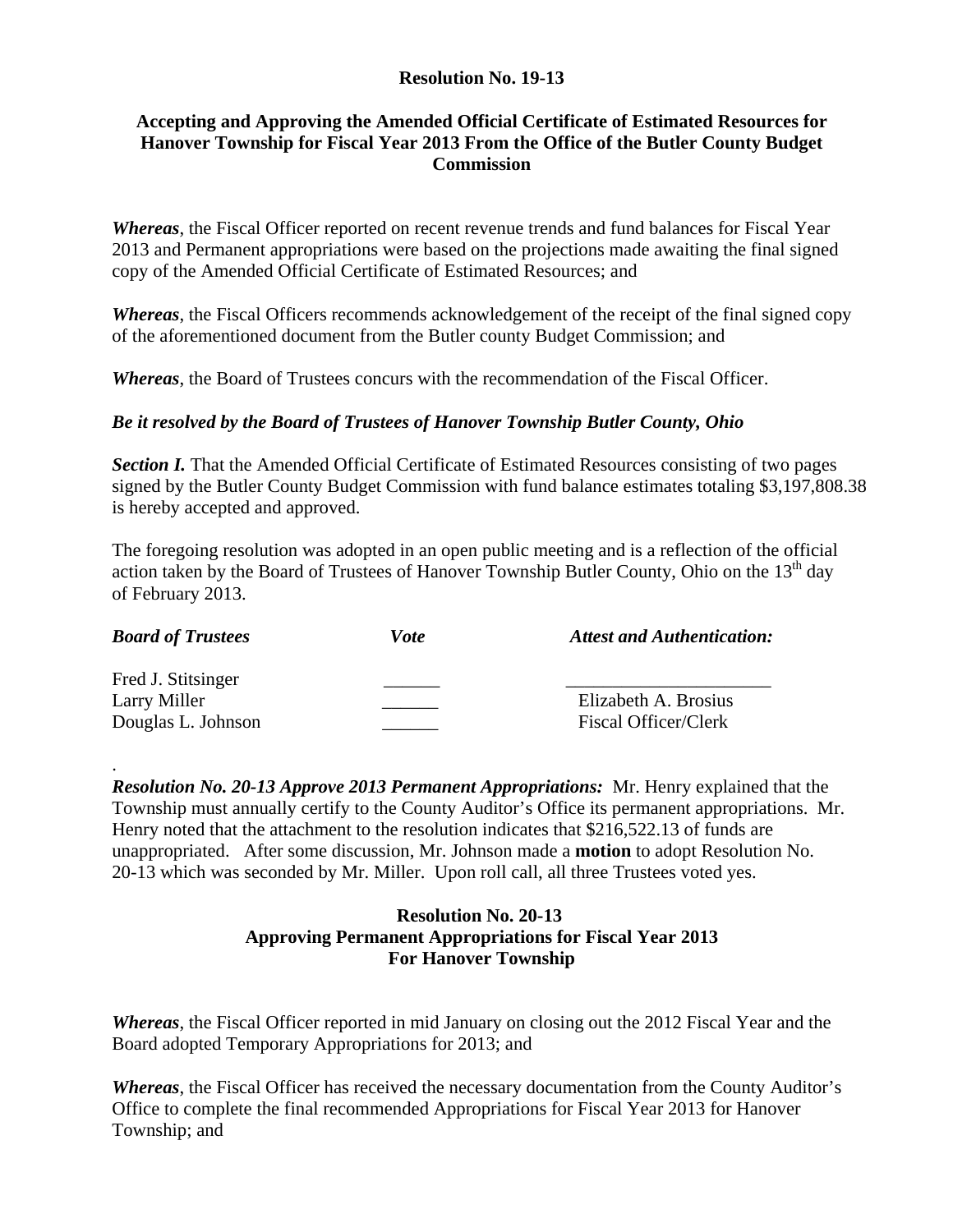**Resolution No. 19-13**

**Accepting and Approving the Amended Official Certificate of Estimated Resources for Hanover Township for Fiscal Year 2013 From the Office of the Butler County Budget Commission**

***Whereas***, the Fiscal Officer reported on recent revenue trends and fund balances for Fiscal Year 2013 and Permanent appropriations were based on the projections made awaiting the final signed copy of the Amended Official Certificate of Estimated Resources; and

***Whereas***, the Fiscal Officers recommends acknowledgement of the receipt of the final signed copy of the aforementioned document from the Butler county Budget Commission; and

***Whereas***, the Board of Trustees concurs with the recommendation of the Fiscal Officer.

***Be it resolved by the Board of Trustees of Hanover Township Butler County, Ohio***

***Section I.*** That the Amended Official Certificate of Estimated Resources consisting of two pages signed by the Butler County Budget Commission with fund balance estimates totaling $3,197,808.38 is hereby accepted and approved.

The foregoing resolution was adopted in an open public meeting and is a reflection of the official action taken by the Board of Trustees of Hanover Township Butler County, Ohio on the 13th day of February 2013.

| ***Board of Trustees*** | ***Vote*** | ***Attest and Authentication:*** |
|---|---|---|
| Fred J. Stitsinger | ______ | ______________________ |
| Larry Miller | ______ | Elizabeth A. Brosius |
| Douglas L. Johnson | ______ | Fiscal Officer/Clerk |

.

***Resolution No. 20-13 Approve 2013 Permanent Appropriations:*** Mr. Henry explained that the Township must annually certify to the County Auditor's Office its permanent appropriations. Mr. Henry noted that the attachment to the resolution indicates that $216,522.13 of funds are unappropriated. After some discussion, Mr. Johnson made a **motion** to adopt Resolution No. 20-13 which was seconded by Mr. Miller. Upon roll call, all three Trustees voted yes.

**Resolution No. 20-13**
**Approving Permanent Appropriations for Fiscal Year 2013**
**For Hanover Township**

***Whereas***, the Fiscal Officer reported in mid January on closing out the 2012 Fiscal Year and the Board adopted Temporary Appropriations for 2013; and

***Whereas***, the Fiscal Officer has received the necessary documentation from the County Auditor's Office to complete the final recommended Appropriations for Fiscal Year 2013 for Hanover Township; and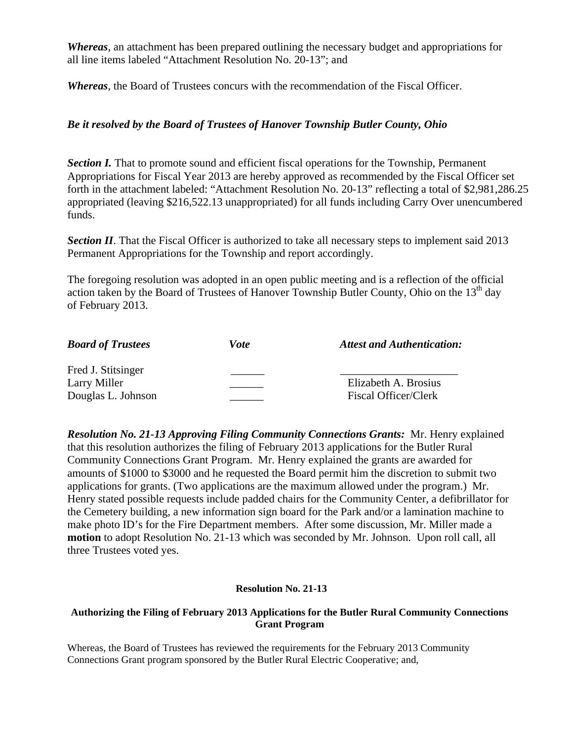*Whereas*, an attachment has been prepared outlining the necessary budget and appropriations for all line items labeled “Attachment Resolution No. 20-13”; and

*Whereas*, the Board of Trustees concurs with the recommendation of the Fiscal Officer.

***Be it resolved by the Board of Trustees of Hanover Township Butler County, Ohio***

***Section I.*** That to promote sound and efficient fiscal operations for the Township, Permanent Appropriations for Fiscal Year 2013 are hereby approved as recommended by the Fiscal Officer set forth in the attachment labeled: “Attachment Resolution No. 20-13” reflecting a total of $2,981,286.25 appropriated (leaving $216,522.13 unappropriated) for all funds including Carry Over unencumbered funds.

***Section II***. That the Fiscal Officer is authorized to take all necessary steps to implement said 2013 Permanent Appropriations for the Township and report accordingly.

The foregoing resolution was adopted in an open public meeting and is a reflection of the official action taken by the Board of Trustees of Hanover Township Butler County, Ohio on the 13th day of February 2013.

| ***Board of Trustees*** | ***Vote*** | ***Attest and Authentication:*** |
|---|---|---|
| Fred J. Stitsinger | ______ | ____________________ |
| Larry Miller | ______ | Elizabeth A. Brosius |
| Douglas L. Johnson | ______ | Fiscal Officer/Clerk |

***Resolution No. 21-13 Approving Filing Community Connections Grants:*** Mr. Henry explained that this resolution authorizes the filing of February 2013 applications for the Butler Rural Community Connections Grant Program. Mr. Henry explained the grants are awarded for amounts of $1000 to $3000 and he requested the Board permit him the discretion to submit two applications for grants. (Two applications are the maximum allowed under the program.) Mr. Henry stated possible requests include padded chairs for the Community Center, a defibrillator for the Cemetery building, a new information sign board for the Park and/or a lamination machine to make photo ID’s for the Fire Department members. After some discussion, Mr. Miller made a **motion** to adopt Resolution No. 21-13 which was seconded by Mr. Johnson. Upon roll call, all three Trustees voted yes.

**Resolution No. 21-13**

**Authorizing the Filing of February 2013 Applications for the Butler Rural Community Connections Grant Program**

Whereas, the Board of Trustees has reviewed the requirements for the February 2013 Community Connections Grant program sponsored by the Butler Rural Electric Cooperative; and,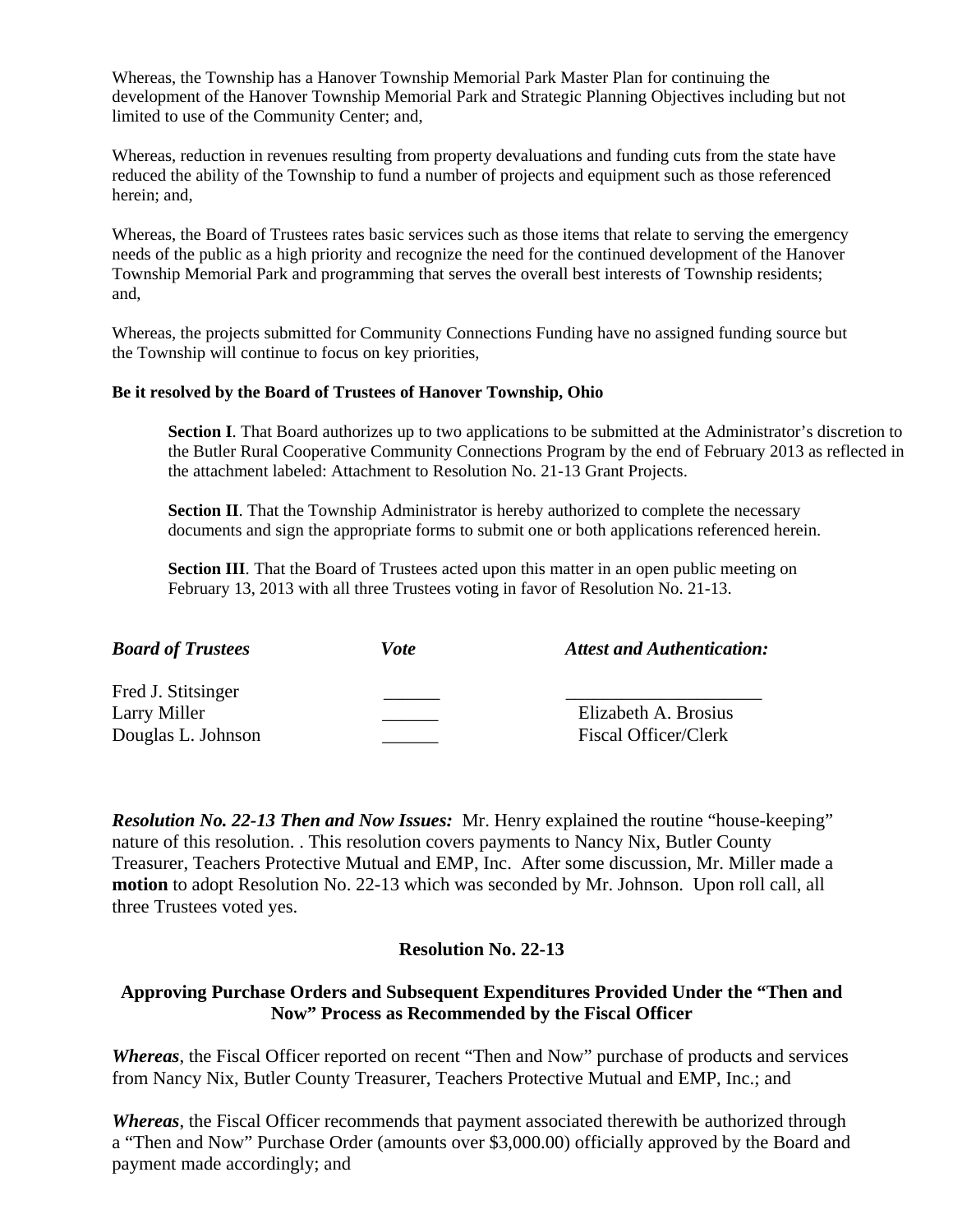Whereas, the Township has a Hanover Township Memorial Park Master Plan for continuing the development of the Hanover Township Memorial Park and Strategic Planning Objectives including but not limited to use of the Community Center; and,

Whereas, reduction in revenues resulting from property devaluations and funding cuts from the state have reduced the ability of the Township to fund a number of projects and equipment such as those referenced herein; and,

Whereas, the Board of Trustees rates basic services such as those items that relate to serving the emergency needs of the public as a high priority and recognize the need for the continued development of the Hanover Township Memorial Park and programming that serves the overall best interests of Township residents; and,

Whereas, the projects submitted for Community Connections Funding have no assigned funding source but the Township will continue to focus on key priorities,

**Be it resolved by the Board of Trustees of Hanover Township, Ohio**

> **Section I**. That Board authorizes up to two applications to be submitted at the Administrator's discretion to the Butler Rural Cooperative Community Connections Program by the end of February 2013 as reflected in the attachment labeled: Attachment to Resolution No. 21-13 Grant Projects.
>
> **Section II**. That the Township Administrator is hereby authorized to complete the necessary documents and sign the appropriate forms to submit one or both applications referenced herein.
>
> **Section III**. That the Board of Trustees acted upon this matter in an open public meeting on February 13, 2013 with all three Trustees voting in favor of Resolution No. 21-13.

| *Board of Trustees* | *Vote* | *Attest and Authentication:* |
|---|---|---|
| Fred J. Stitsinger | ______ | ____________________ |
| Larry Miller | ______ | Elizabeth A. Brosius |
| Douglas L. Johnson | ______ | Fiscal Officer/Clerk |

***Resolution No. 22-13 Then and Now Issues:*** Mr. Henry explained the routine "house-keeping" nature of this resolution. . This resolution covers payments to Nancy Nix, Butler County Treasurer, Teachers Protective Mutual and EMP, Inc. After some discussion, Mr. Miller made a **motion** to adopt Resolution No. 22-13 which was seconded by Mr. Johnson. Upon roll call, all three Trustees voted yes.

**Resolution No. 22-13**

**Approving Purchase Orders and Subsequent Expenditures Provided Under the "Then and Now" Process as Recommended by the Fiscal Officer**

***Whereas***, the Fiscal Officer reported on recent "Then and Now" purchase of products and services from Nancy Nix, Butler County Treasurer, Teachers Protective Mutual and EMP, Inc.; and

***Whereas***, the Fiscal Officer recommends that payment associated therewith be authorized through a "Then and Now" Purchase Order (amounts over $3,000.00) officially approved by the Board and payment made accordingly; and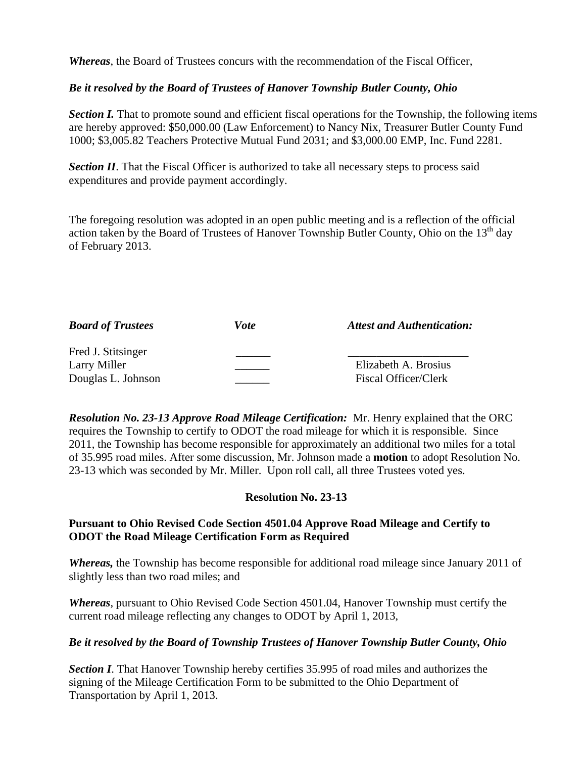*Whereas*, the Board of Trustees concurs with the recommendation of the Fiscal Officer,

***Be it resolved by the Board of Trustees of Hanover Township Butler County, Ohio***

***Section I.*** That to promote sound and efficient fiscal operations for the Township, the following items are hereby approved: $50,000.00 (Law Enforcement) to Nancy Nix, Treasurer Butler County Fund 1000; $3,005.82 Teachers Protective Mutual Fund 2031; and $3,000.00 EMP, Inc. Fund 2281.

***Section II***. That the Fiscal Officer is authorized to take all necessary steps to process said expenditures and provide payment accordingly.

The foregoing resolution was adopted in an open public meeting and is a reflection of the official action taken by the Board of Trustees of Hanover Township Butler County, Ohio on the 13th day of February 2013.

| ***Board of Trustees*** | ***Vote*** | ***Attest and Authentication:*** |
|---|---|---|
| Fred J. Stitsinger | ______ | _____________________ |
| Larry Miller | ______ | Elizabeth A. Brosius |
| Douglas L. Johnson | ______ | Fiscal Officer/Clerk |

***Resolution No. 23-13 Approve Road Mileage Certification:*** Mr. Henry explained that the ORC requires the Township to certify to ODOT the road mileage for which it is responsible. Since 2011, the Township has become responsible for approximately an additional two miles for a total of 35.995 road miles. After some discussion, Mr. Johnson made a **motion** to adopt Resolution No. 23-13 which was seconded by Mr. Miller. Upon roll call, all three Trustees voted yes.

**Resolution No. 23-13**

**Pursuant to Ohio Revised Code Section 4501.04 Approve Road Mileage and Certify to ODOT the Road Mileage Certification Form as Required**

***Whereas,*** the Township has become responsible for additional road mileage since January 2011 of slightly less than two road miles; and

***Whereas***, pursuant to Ohio Revised Code Section 4501.04, Hanover Township must certify the current road mileage reflecting any changes to ODOT by April 1, 2013,

***Be it resolved by the Board of Township Trustees of Hanover Township Butler County, Ohio***

***Section I***. That Hanover Township hereby certifies 35.995 of road miles and authorizes the signing of the Mileage Certification Form to be submitted to the Ohio Department of Transportation by April 1, 2013.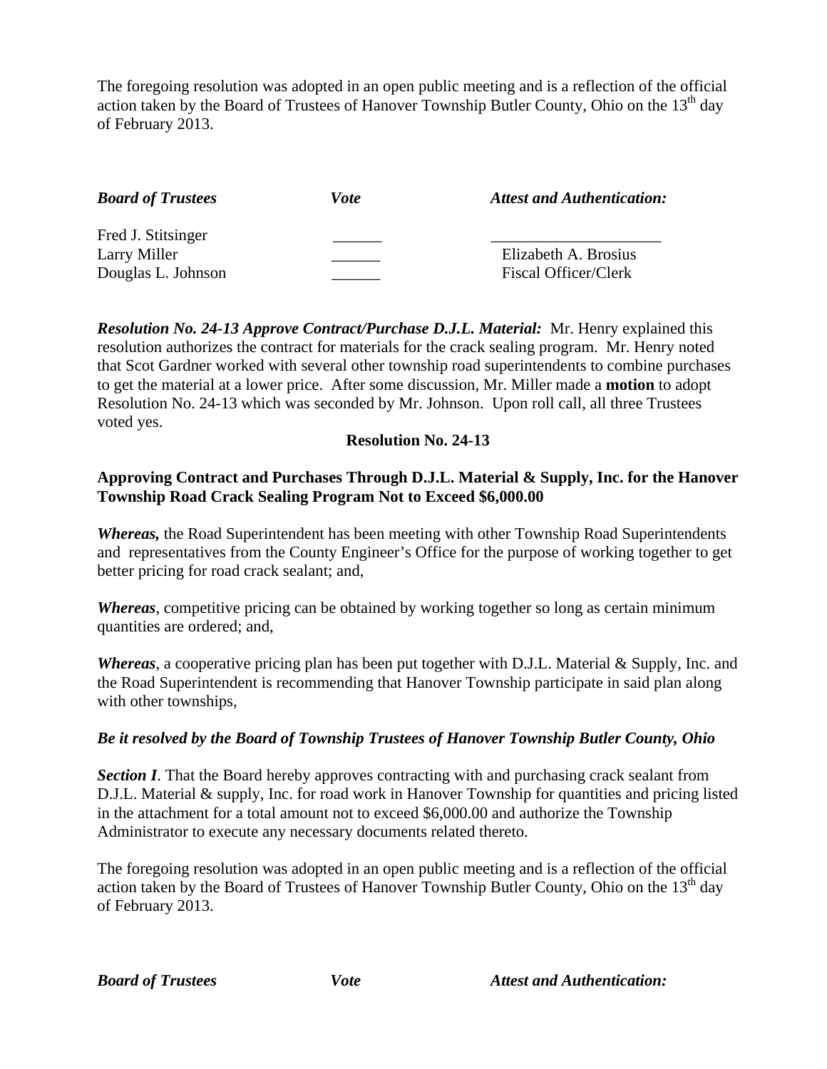The foregoing resolution was adopted in an open public meeting and is a reflection of the official action taken by the Board of Trustees of Hanover Township Butler County, Ohio on the 13th day of February 2013.

| *Board of Trustees* | *Vote* | *Attest and Authentication:* |
|---|---|---|
| Fred J. Stitsinger | ______ | ____________________ |
| Larry Miller | ______ | Elizabeth A. Brosius |
| Douglas L. Johnson | ______ | Fiscal Officer/Clerk |

***Resolution No. 24-13 Approve Contract/Purchase D.J.L. Material:*** Mr. Henry explained this resolution authorizes the contract for materials for the crack sealing program. Mr. Henry noted that Scot Gardner worked with several other township road superintendents to combine purchases to get the material at a lower price. After some discussion, Mr. Miller made a **motion** to adopt Resolution No. 24-13 which was seconded by Mr. Johnson. Upon roll call, all three Trustees voted yes.

**Resolution No. 24-13**

**Approving Contract and Purchases Through D.J.L. Material & Supply, Inc. for the Hanover Township Road Crack Sealing Program Not to Exceed $6,000.00**

***Whereas,*** the Road Superintendent has been meeting with other Township Road Superintendents and representatives from the County Engineer's Office for the purpose of working together to get better pricing for road crack sealant; and,

***Whereas***, competitive pricing can be obtained by working together so long as certain minimum quantities are ordered; and,

***Whereas***, a cooperative pricing plan has been put together with D.J.L. Material & Supply, Inc. and the Road Superintendent is recommending that Hanover Township participate in said plan along with other townships,

***Be it resolved by the Board of Township Trustees of Hanover Township Butler County, Ohio***

***Section I***. That the Board hereby approves contracting with and purchasing crack sealant from D.J.L. Material & supply, Inc. for road work in Hanover Township for quantities and pricing listed in the attachment for a total amount not to exceed $6,000.00 and authorize the Township Administrator to execute any necessary documents related thereto.

The foregoing resolution was adopted in an open public meeting and is a reflection of the official action taken by the Board of Trustees of Hanover Township Butler County, Ohio on the 13th day of February 2013.

| *Board of Trustees* | *Vote* | *Attest and Authentication:* |
|---|---|---|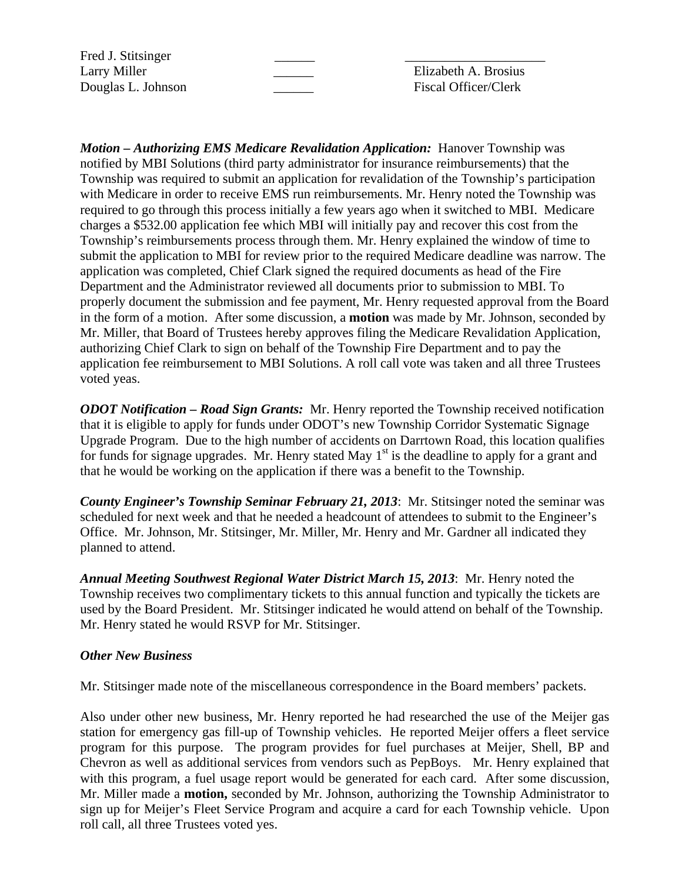| | | |
|---|---|---|
| Fred J. Stitsinger | ______ | ____________________ |
| Larry Miller | ______ | Elizabeth A. Brosius |
| Douglas L. Johnson | ______ | Fiscal Officer/Clerk |

***Motion – Authorizing EMS Medicare Revalidation Application:*** Hanover Township was notified by MBI Solutions (third party administrator for insurance reimbursements) that the Township was required to submit an application for revalidation of the Township's participation with Medicare in order to receive EMS run reimbursements. Mr. Henry noted the Township was required to go through this process initially a few years ago when it switched to MBI. Medicare charges a $532.00 application fee which MBI will initially pay and recover this cost from the Township's reimbursements process through them. Mr. Henry explained the window of time to submit the application to MBI for review prior to the required Medicare deadline was narrow. The application was completed, Chief Clark signed the required documents as head of the Fire Department and the Administrator reviewed all documents prior to submission to MBI. To properly document the submission and fee payment, Mr. Henry requested approval from the Board in the form of a motion. After some discussion, a **motion** was made by Mr. Johnson, seconded by Mr. Miller, that Board of Trustees hereby approves filing the Medicare Revalidation Application, authorizing Chief Clark to sign on behalf of the Township Fire Department and to pay the application fee reimbursement to MBI Solutions. A roll call vote was taken and all three Trustees voted yeas.

***ODOT Notification – Road Sign Grants:*** Mr. Henry reported the Township received notification that it is eligible to apply for funds under ODOT's new Township Corridor Systematic Signage Upgrade Program. Due to the high number of accidents on Darrtown Road, this location qualifies for funds for signage upgrades. Mr. Henry stated May 1st is the deadline to apply for a grant and that he would be working on the application if there was a benefit to the Township.

***County Engineer's Township Seminar February 21, 2013***: Mr. Stitsinger noted the seminar was scheduled for next week and that he needed a headcount of attendees to submit to the Engineer's Office. Mr. Johnson, Mr. Stitsinger, Mr. Miller, Mr. Henry and Mr. Gardner all indicated they planned to attend.

***Annual Meeting Southwest Regional Water District March 15, 2013***: Mr. Henry noted the Township receives two complimentary tickets to this annual function and typically the tickets are used by the Board President. Mr. Stitsinger indicated he would attend on behalf of the Township. Mr. Henry stated he would RSVP for Mr. Stitsinger.

***Other New Business***

Mr. Stitsinger made note of the miscellaneous correspondence in the Board members' packets.

Also under other new business, Mr. Henry reported he had researched the use of the Meijer gas station for emergency gas fill-up of Township vehicles. He reported Meijer offers a fleet service program for this purpose. The program provides for fuel purchases at Meijer, Shell, BP and Chevron as well as additional services from vendors such as PepBoys. Mr. Henry explained that with this program, a fuel usage report would be generated for each card. After some discussion, Mr. Miller made a **motion,** seconded by Mr. Johnson, authorizing the Township Administrator to sign up for Meijer's Fleet Service Program and acquire a card for each Township vehicle. Upon roll call, all three Trustees voted yes.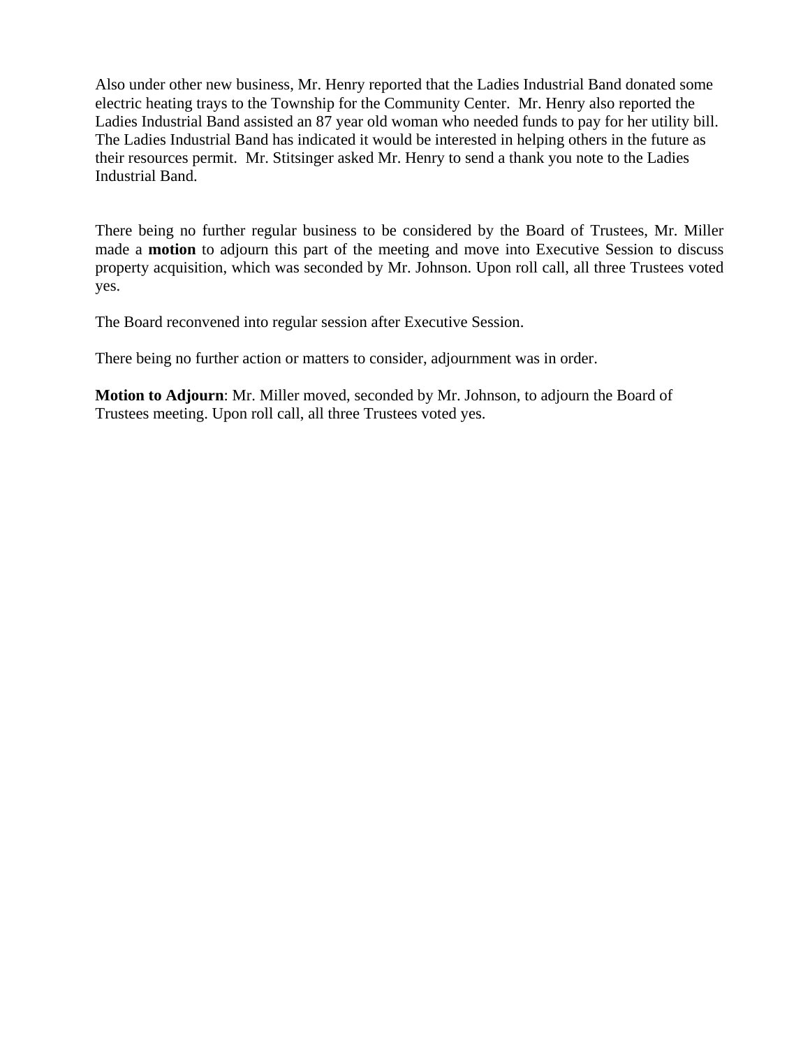Also under other new business, Mr. Henry reported that the Ladies Industrial Band donated some electric heating trays to the Township for the Community Center.  Mr. Henry also reported the Ladies Industrial Band assisted an 87 year old woman who needed funds to pay for her utility bill. The Ladies Industrial Band has indicated it would be interested in helping others in the future as their resources permit.  Mr. Stitsinger asked Mr. Henry to send a thank you note to the Ladies Industrial Band.

There being no further regular business to be considered by the Board of Trustees, Mr. Miller made a **motion** to adjourn this part of the meeting and move into Executive Session to discuss property acquisition, which was seconded by Mr. Johnson. Upon roll call, all three Trustees voted yes.

The Board reconvened into regular session after Executive Session.

There being no further action or matters to consider, adjournment was in order.

**Motion to Adjourn**: Mr. Miller moved, seconded by Mr. Johnson, to adjourn the Board of Trustees meeting. Upon roll call, all three Trustees voted yes.